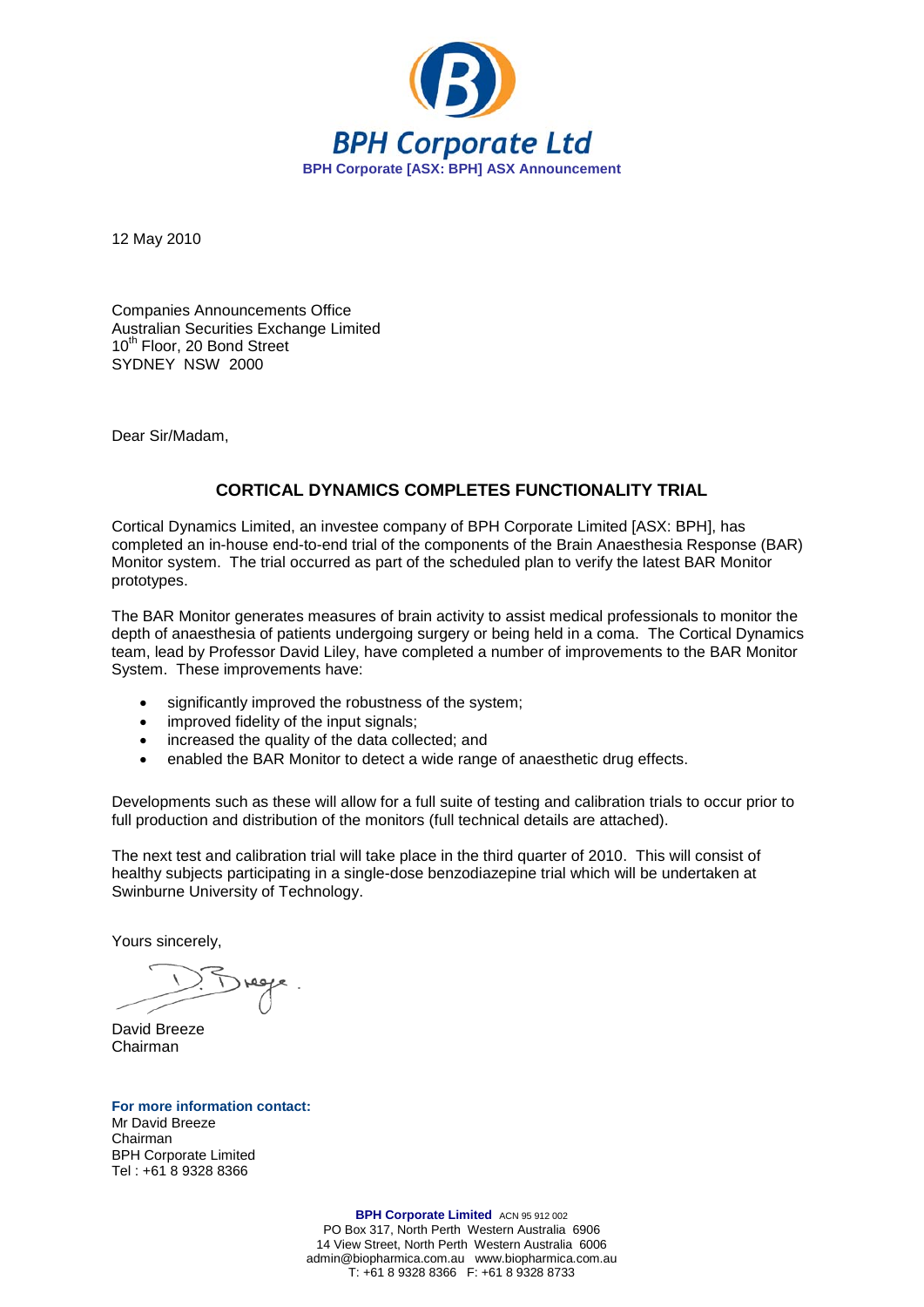**BPH Corporate Ltd**

**BPH Corporate [ASX: BPH] ASX Announcement**

12 May 2010

Companies Announcements Office
Australian Securities Exchange Limited
10th Floor, 20 Bond Street
SYDNEY NSW 2000

Dear Sir/Madam,

## CORTICAL DYNAMICS COMPLETES FUNCTIONALITY TRIAL

Cortical Dynamics Limited, an investee company of BPH Corporate Limited [ASX: BPH], has completed an in-house end-to-end trial of the components of the Brain Anaesthesia Response (BAR) Monitor system. The trial occurred as part of the scheduled plan to verify the latest BAR Monitor prototypes.

The BAR Monitor generates measures of brain activity to assist medical professionals to monitor the depth of anaesthesia of patients undergoing surgery or being held in a coma. The Cortical Dynamics team, lead by Professor David Liley, have completed a number of improvements to the BAR Monitor System. These improvements have:

- significantly improved the robustness of the system;
- improved fidelity of the input signals;
- increased the quality of the data collected; and
- enabled the BAR Monitor to detect a wide range of anaesthetic drug effects.

Developments such as these will allow for a full suite of testing and calibration trials to occur prior to full production and distribution of the monitors (full technical details are attached).

The next test and calibration trial will take place in the third quarter of 2010. This will consist of healthy subjects participating in a single-dose benzodiazepine trial which will be undertaken at Swinburne University of Technology.

Yours sincerely,

David Breeze
Chairman

**For more information contact:**
Mr David Breeze
Chairman
BPH Corporate Limited
Tel : +61 8 9328 8366

**BPH Corporate Limited** ACN 95 912 002
PO Box 317, North Perth Western Australia 6906
14 View Street, North Perth Western Australia 6006
admin@biopharmica.com.au www.biopharmica.com.au
T: +61 8 9328 8366 F: +61 8 9328 8733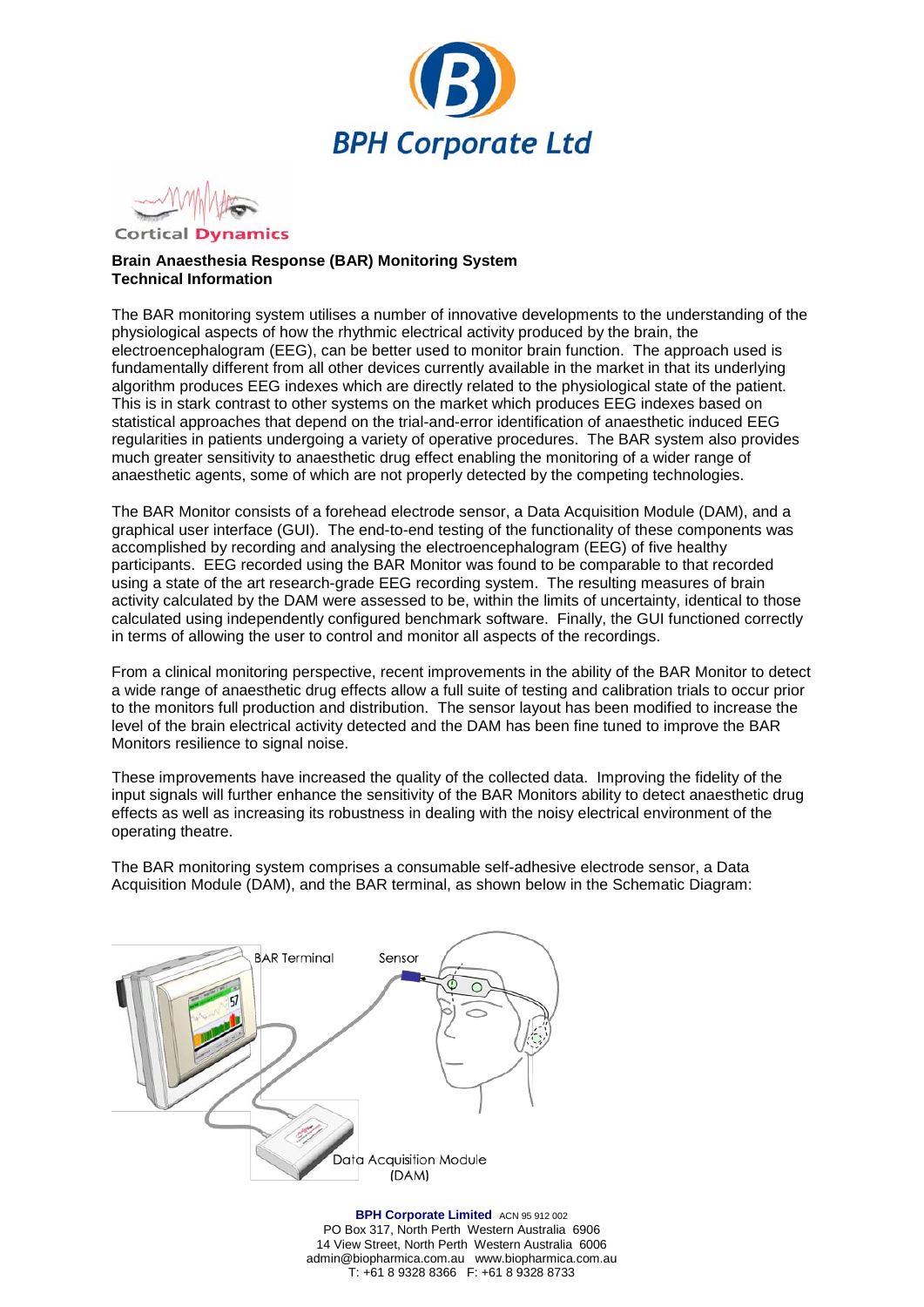BPH Corporate Ltd

Cortical Dynamics

**Brain Anaesthesia Response (BAR) Monitoring System**
**Technical Information**

The BAR monitoring system utilises a number of innovative developments to the understanding of the physiological aspects of how the rhythmic electrical activity produced by the brain, the electroencephalogram (EEG), can be better used to monitor brain function. The approach used is fundamentally different from all other devices currently available in the market in that its underlying algorithm produces EEG indexes which are directly related to the physiological state of the patient. This is in stark contrast to other systems on the market which produces EEG indexes based on statistical approaches that depend on the trial-and-error identification of anaesthetic induced EEG regularities in patients undergoing a variety of operative procedures. The BAR system also provides much greater sensitivity to anaesthetic drug effect enabling the monitoring of a wider range of anaesthetic agents, some of which are not properly detected by the competing technologies.

The BAR Monitor consists of a forehead electrode sensor, a Data Acquisition Module (DAM), and a graphical user interface (GUI). The end-to-end testing of the functionality of these components was accomplished by recording and analysing the electroencephalogram (EEG) of five healthy participants. EEG recorded using the BAR Monitor was found to be comparable to that recorded using a state of the art research-grade EEG recording system. The resulting measures of brain activity calculated by the DAM were assessed to be, within the limits of uncertainty, identical to those calculated using independently configured benchmark software. Finally, the GUI functioned correctly in terms of allowing the user to control and monitor all aspects of the recordings.

From a clinical monitoring perspective, recent improvements in the ability of the BAR Monitor to detect a wide range of anaesthetic drug effects allow a full suite of testing and calibration trials to occur prior to the monitors full production and distribution. The sensor layout has been modified to increase the level of the brain electrical activity detected and the DAM has been fine tuned to improve the BAR Monitors resilience to signal noise.

These improvements have increased the quality of the collected data. Improving the fidelity of the input signals will further enhance the sensitivity of the BAR Monitors ability to detect anaesthetic drug effects as well as increasing its robustness in dealing with the noisy electrical environment of the operating theatre.

The BAR monitoring system comprises a consumable self-adhesive electrode sensor, a Data Acquisition Module (DAM), and the BAR terminal, as shown below in the Schematic Diagram:

BAR Terminal

Sensor

57

Data Acquisition Module
(DAM)

**BPH Corporate Limited** ACN 95 912 002
PO Box 317, North Perth Western Australia 6906
14 View Street, North Perth Western Australia 6006
admin@biopharmica.com.au www.biopharmica.com.au
T: +61 8 9328 8366 F: +61 8 9328 8733